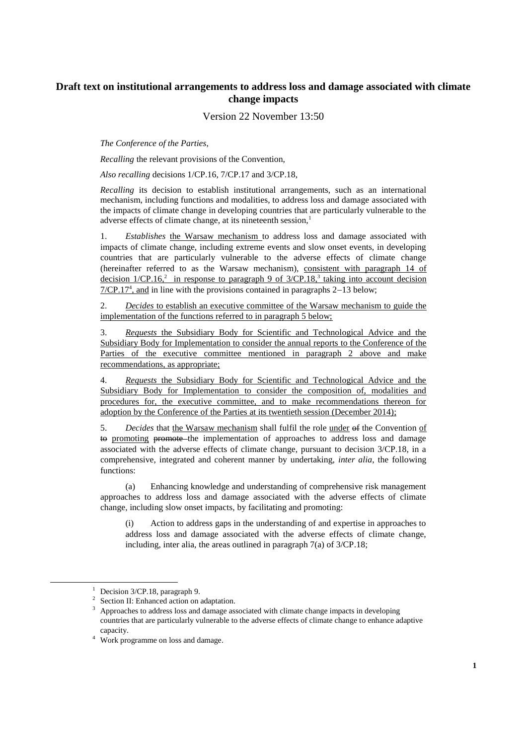# Draft text on institutional arrangements to address loss and damage associated with climate change impacts

Version 22 November 13:50

*The Conference of the Parties*,

*Recalling* the relevant provisions of the Convention,

*Also recalling* decisions 1/CP.16, 7/CP.17 and 3/CP.18,

*Recalling* its decision to establish institutional arrangements, such as an international mechanism, including functions and modalities, to address loss and damage associated with the impacts of climate change in developing countries that are particularly vulnerable to the adverse effects of climate change, at its nineteenth session,[1]

1. *Establishes* the Warsaw mechanism to address loss and damage associated with impacts of climate change, including extreme events and slow onset events, in developing countries that are particularly vulnerable to the adverse effects of climate change (hereinafter referred to as the Warsaw mechanism), consistent with paragraph 14 of decision 1/CP.16,[2] in response to paragraph 9 of 3/CP.18,[3] taking into account decision 7/CP.17[4], and in line with the provisions contained in paragraphs 2–13 below;

2. *Decides* to establish an executive committee of the Warsaw mechanism to guide the implementation of the functions referred to in paragraph 5 below;

3. *Requests* the Subsidiary Body for Scientific and Technological Advice and the Subsidiary Body for Implementation to consider the annual reports to the Conference of the Parties of the executive committee mentioned in paragraph 2 above and make recommendations, as appropriate;

4. *Requests* the Subsidiary Body for Scientific and Technological Advice and the Subsidiary Body for Implementation to consider the composition of, modalities and procedures for, the executive committee, and to make recommendations thereon for adoption by the Conference of the Parties at its twentieth session (December 2014);

5. *Decides* that the Warsaw mechanism shall fulfil the role under ~~of~~ the Convention of ~~to~~ promoting ~~promote~~ the implementation of approaches to address loss and damage associated with the adverse effects of climate change, pursuant to decision 3/CP.18, in a comprehensive, integrated and coherent manner by undertaking, *inter alia*, the following functions:

(a) Enhancing knowledge and understanding of comprehensive risk management approaches to address loss and damage associated with the adverse effects of climate change, including slow onset impacts, by facilitating and promoting:

(i) Action to address gaps in the understanding of and expertise in approaches to address loss and damage associated with the adverse effects of climate change, including, inter alia, the areas outlined in paragraph 7(a) of 3/CP.18;

[1] Decision 3/CP.18, paragraph 9.

[2] Section II: Enhanced action on adaptation.

[3] Approaches to address loss and damage associated with climate change impacts in developing countries that are particularly vulnerable to the adverse effects of climate change to enhance adaptive capacity.

[4] Work programme on loss and damage.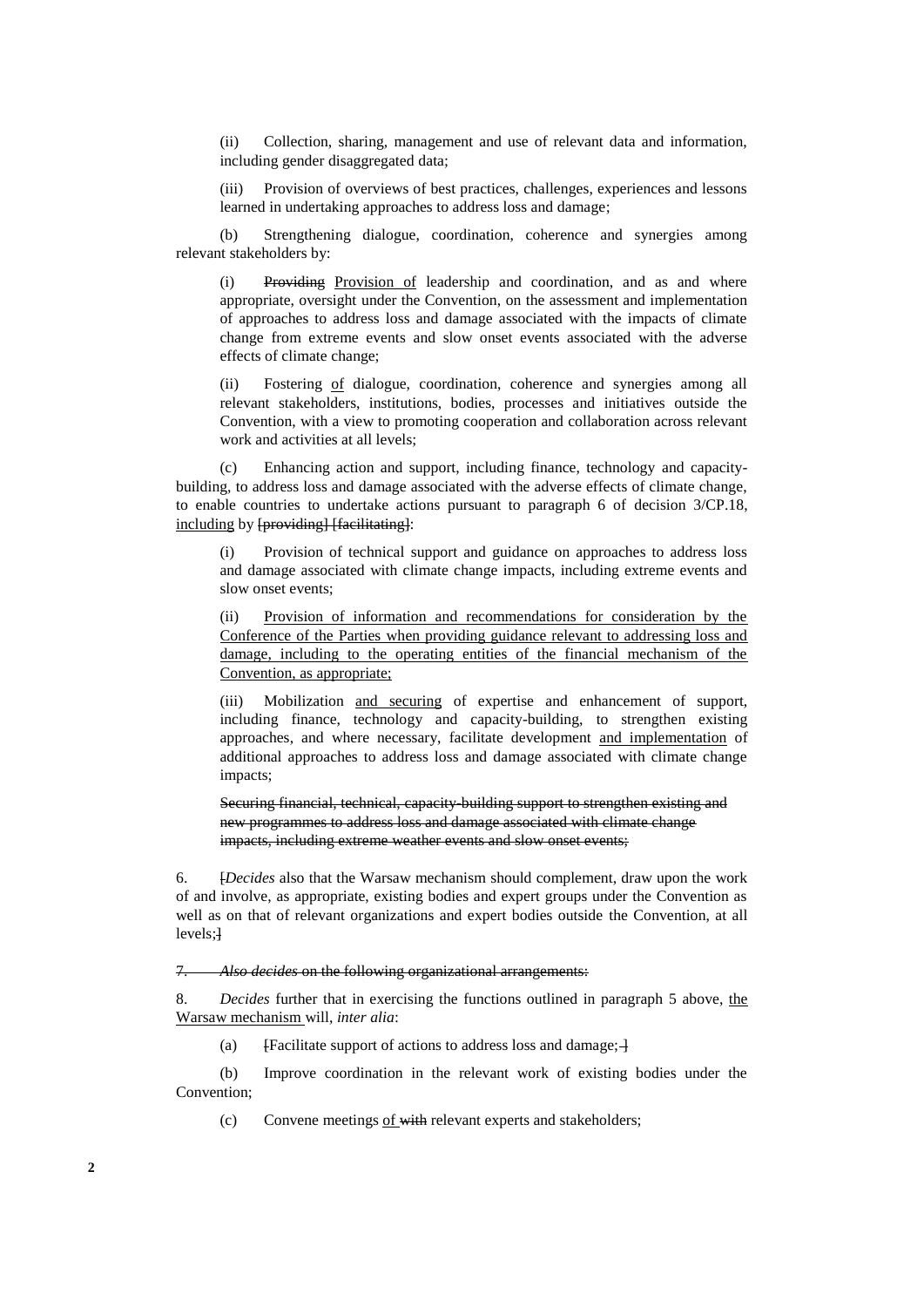(ii) Collection, sharing, management and use of relevant data and information, including gender disaggregated data;

(iii) Provision of overviews of best practices, challenges, experiences and lessons learned in undertaking approaches to address loss and damage;

(b) Strengthening dialogue, coordination, coherence and synergies among relevant stakeholders by:

(i) ~~Providing~~ Provision of leadership and coordination, and as and where appropriate, oversight under the Convention, on the assessment and implementation of approaches to address loss and damage associated with the impacts of climate change from extreme events and slow onset events associated with the adverse effects of climate change;

(ii) Fostering of dialogue, coordination, coherence and synergies among all relevant stakeholders, institutions, bodies, processes and initiatives outside the Convention, with a view to promoting cooperation and collaboration across relevant work and activities at all levels;

(c) Enhancing action and support, including finance, technology and capacity-building, to address loss and damage associated with the adverse effects of climate change, to enable countries to undertake actions pursuant to paragraph 6 of decision 3/CP.18, including by ~~[providing] [facilitating]~~:

(i) Provision of technical support and guidance on approaches to address loss and damage associated with climate change impacts, including extreme events and slow onset events;

(ii) Provision of information and recommendations for consideration by the Conference of the Parties when providing guidance relevant to addressing loss and damage, including to the operating entities of the financial mechanism of the Convention, as appropriate;

(iii) Mobilization and securing of expertise and enhancement of support, including finance, technology and capacity-building, to strengthen existing approaches, and where necessary, facilitate development and implementation of additional approaches to address loss and damage associated with climate change impacts;

~~Securing financial, technical, capacity-building support to strengthen existing and new programmes to address loss and damage associated with climate change impacts, including extreme weather events and slow onset events;~~

6. ~~[~~*Decides* also that the Warsaw mechanism should complement, draw upon the work of and involve, as appropriate, existing bodies and expert groups under the Convention as well as on that of relevant organizations and expert bodies outside the Convention, at all levels;~~]~~

~~7. *Also decides* on the following organizational arrangements:~~

8. *Decides* further that in exercising the functions outlined in paragraph 5 above, the Warsaw mechanism will, *inter alia*:

(a) ~~[~~Facilitate support of actions to address loss and damage;~~ ]~~

(b) Improve coordination in the relevant work of existing bodies under the Convention;

(c) Convene meetings of ~~with~~ relevant experts and stakeholders;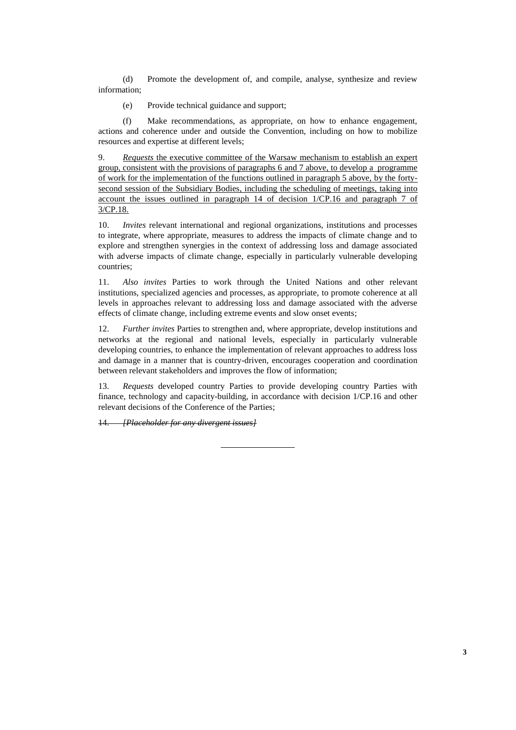(d) Promote the development of, and compile, analyse, synthesize and review information;

(e) Provide technical guidance and support;

(f) Make recommendations, as appropriate, on how to enhance engagement, actions and coherence under and outside the Convention, including on how to mobilize resources and expertise at different levels;

9. <u>*Requests* the executive committee of the Warsaw mechanism to establish an expert group, consistent with the provisions of paragraphs 6 and 7 above, to develop a programme of work for the implementation of the functions outlined in paragraph 5 above, by the forty-second session of the Subsidiary Bodies, including the scheduling of meetings, taking into account the issues outlined in paragraph 14 of decision 1/CP.16 and paragraph 7 of 3/CP.18.</u>

10. *Invites* relevant international and regional organizations, institutions and processes to integrate, where appropriate, measures to address the impacts of climate change and to explore and strengthen synergies in the context of addressing loss and damage associated with adverse impacts of climate change, especially in particularly vulnerable developing countries;

11. *Also invites* Parties to work through the United Nations and other relevant institutions, specialized agencies and processes, as appropriate, to promote coherence at all levels in approaches relevant to addressing loss and damage associated with the adverse effects of climate change, including extreme events and slow onset events;

12. *Further invites* Parties to strengthen and, where appropriate, develop institutions and networks at the regional and national levels, especially in particularly vulnerable developing countries, to enhance the implementation of relevant approaches to address loss and damage in a manner that is country-driven, encourages cooperation and coordination between relevant stakeholders and improves the flow of information;

13. *Requests* developed country Parties to provide developing country Parties with finance, technology and capacity-building, in accordance with decision 1/CP.16 and other relevant decisions of the Conference of the Parties;

~~14. *[Placeholder for any divergent issues]*~~